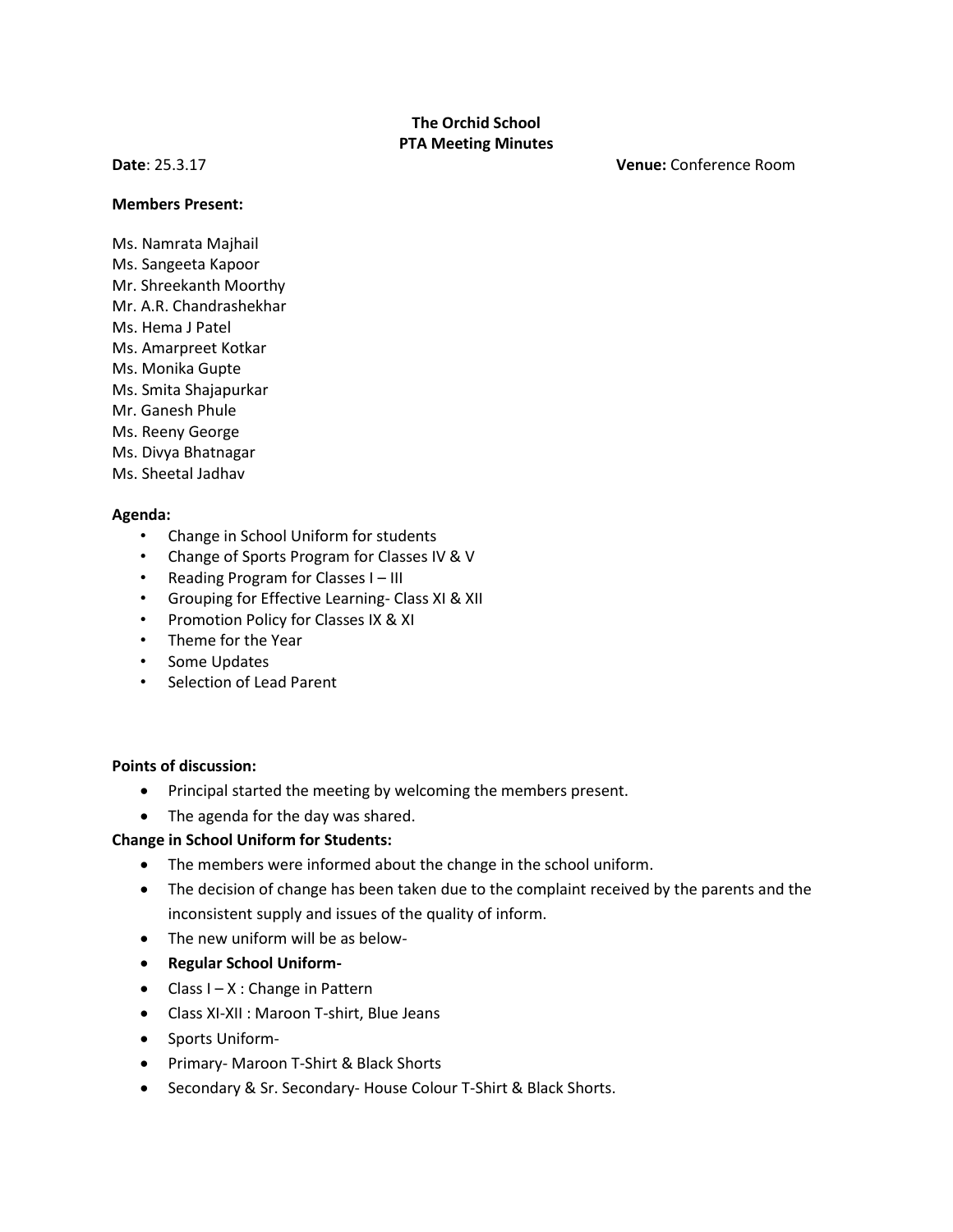# The Orchid School
## PTA Meeting Minutes

**Date**: 25.3.17 **Venue:** Conference Room

**Members Present:**

Ms. Namrata Majhail
Ms. Sangeeta Kapoor
Mr. Shreekanth Moorthy
Mr. A.R. Chandrashekhar
Ms. Hema J Patel
Ms. Amarpreet Kotkar
Ms. Monika Gupte
Ms. Smita Shajapurkar
Mr. Ganesh Phule
Ms. Reeny George
Ms. Divya Bhatnagar
Ms. Sheetal Jadhav

**Agenda:**

- Change in School Uniform for students
- Change of Sports Program for Classes IV & V
- Reading Program for Classes I – III
- Grouping for Effective Learning- Class XI & XII
- Promotion Policy for Classes IX & XI
- Theme for the Year
- Some Updates
- Selection of Lead Parent

**Points of discussion:**

- Principal started the meeting by welcoming the members present.
- The agenda for the day was shared.

**Change in School Uniform for Students:**

- The members were informed about the change in the school uniform.
- The decision of change has been taken due to the complaint received by the parents and the inconsistent supply and issues of the quality of inform.
- The new uniform will be as below-
- **Regular School Uniform-**
- Class I – X : Change in Pattern
- Class XI-XII : Maroon T-shirt, Blue Jeans
- Sports Uniform-
- Primary- Maroon T-Shirt & Black Shorts
- Secondary & Sr. Secondary- House Colour T-Shirt & Black Shorts.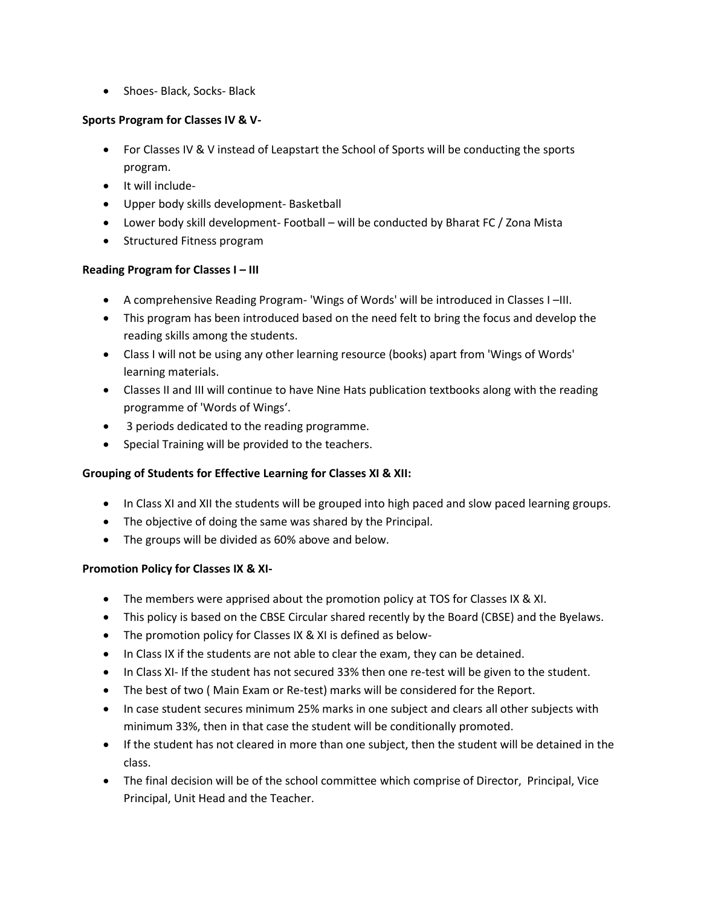- Shoes- Black, Socks- Black

**Sports Program for Classes IV & V-**

- For Classes IV & V instead of Leapstart the School of Sports will be conducting the sports program.
- It will include-
- Upper body skills development- Basketball
- Lower body skill development- Football – will be conducted by Bharat FC / Zona Mista
- Structured Fitness program

**Reading Program for Classes I – III**

- A comprehensive Reading Program- 'Wings of Words' will be introduced in Classes I –III.
- This program has been introduced based on the need felt to bring the focus and develop the reading skills among the students.
- Class I will not be using any other learning resource (books) apart from 'Wings of Words' learning materials.
- Classes II and III will continue to have Nine Hats publication textbooks along with the reading programme of 'Words of Wings'.
- 3 periods dedicated to the reading programme.
- Special Training will be provided to the teachers.

**Grouping of Students for Effective Learning for Classes XI & XII:**

- In Class XI and XII the students will be grouped into high paced and slow paced learning groups.
- The objective of doing the same was shared by the Principal.
- The groups will be divided as 60% above and below.

**Promotion Policy for Classes IX & XI-**

- The members were apprised about the promotion policy at TOS for Classes IX & XI.
- This policy is based on the CBSE Circular shared recently by the Board (CBSE) and the Byelaws.
- The promotion policy for Classes IX & XI is defined as below-
- In Class IX if the students are not able to clear the exam, they can be detained.
- In Class XI- If the student has not secured 33% then one re-test will be given to the student.
- The best of two ( Main Exam or Re-test) marks will be considered for the Report.
- In case student secures minimum 25% marks in one subject and clears all other subjects with minimum 33%, then in that case the student will be conditionally promoted.
- If the student has not cleared in more than one subject, then the student will be detained in the class.
- The final decision will be of the school committee which comprise of Director, Principal, Vice Principal, Unit Head and the Teacher.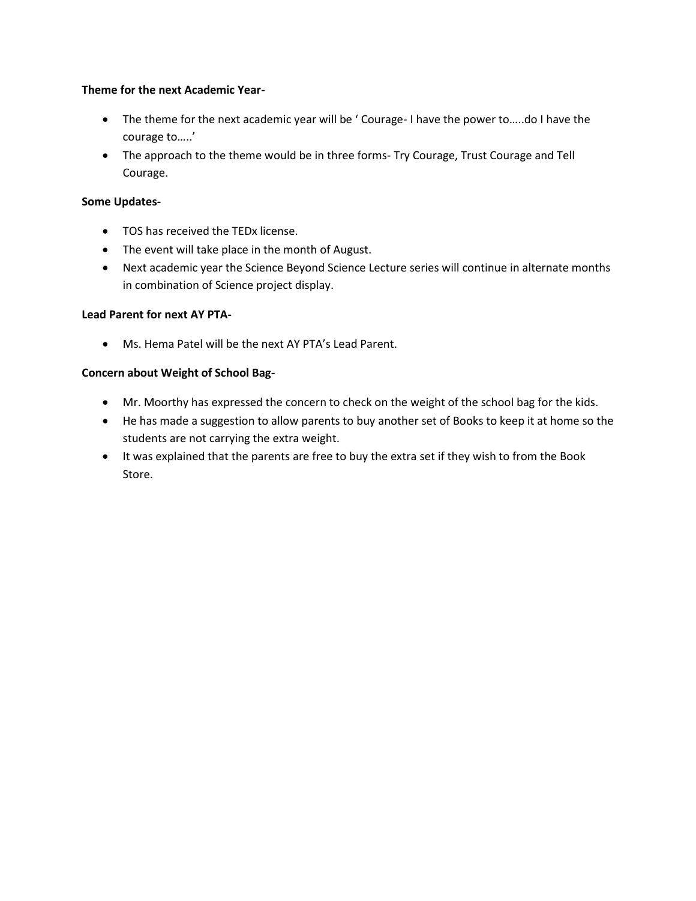**Theme for the next Academic Year-**

- The theme for the next academic year will be ' Courage- I have the power to…..do I have the courage to…..'
- The approach to the theme would be in three forms- Try Courage, Trust Courage and Tell Courage.

**Some Updates-**

- TOS has received the TEDx license.
- The event will take place in the month of August.
- Next academic year the Science Beyond Science Lecture series will continue in alternate months in combination of Science project display.

**Lead Parent for next AY PTA-**

- Ms. Hema Patel will be the next AY PTA's Lead Parent.

**Concern about Weight of School Bag-**

- Mr. Moorthy has expressed the concern to check on the weight of the school bag for the kids.
- He has made a suggestion to allow parents to buy another set of Books to keep it at home so the students are not carrying the extra weight.
- It was explained that the parents are free to buy the extra set if they wish to from the Book Store.